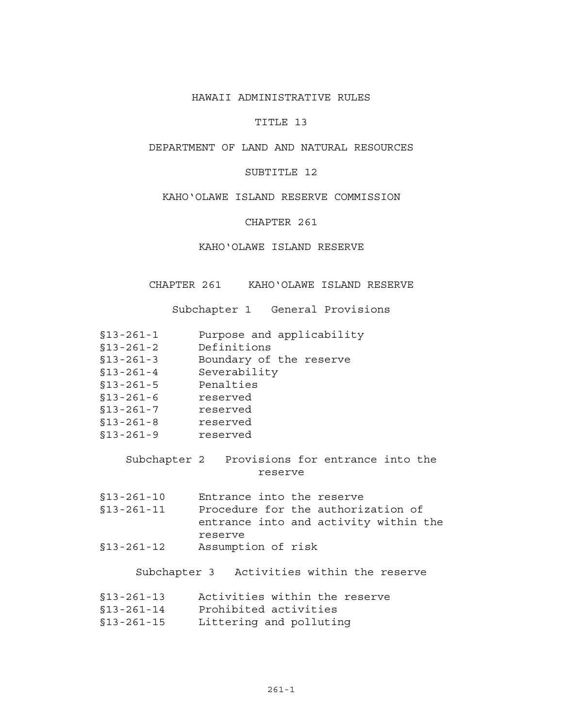# HAWAII ADMINISTRATIVE RULES

## TITLE 13

## DEPARTMENT OF LAND AND NATURAL RESOURCES

## SUBTITLE 12

## KAHO‘OLAWE ISLAND RESERVE COMMISSION

## CHAPTER 261

## KAHO‘OLAWE ISLAND RESERVE

### CHAPTER 261 KAHO‘OLAWE ISLAND RESERVE

#### Subchapter 1 General Provisions

| | |
|---|---|
| §13-261-1 | Purpose and applicability |
| §13-261-2 | Definitions |
| §13-261-3 | Boundary of the reserve |
| §13-261-4 | Severability |
| §13-261-5 | Penalties |
| §13-261-6 | reserved |
| §13-261-7 | reserved |
| §13-261-8 | reserved |
| §13-261-9 | reserved |

#### Subchapter 2 Provisions for entrance into the reserve

| | |
|---|---|
| §13-261-10 | Entrance into the reserve |
| §13-261-11 | Procedure for the authorization of entrance into and activity within the reserve |
| §13-261-12 | Assumption of risk |

#### Subchapter 3 Activities within the reserve

| | |
|---|---|
| §13-261-13 | Activities within the reserve |
| §13-261-14 | Prohibited activities |
| §13-261-15 | Littering and polluting |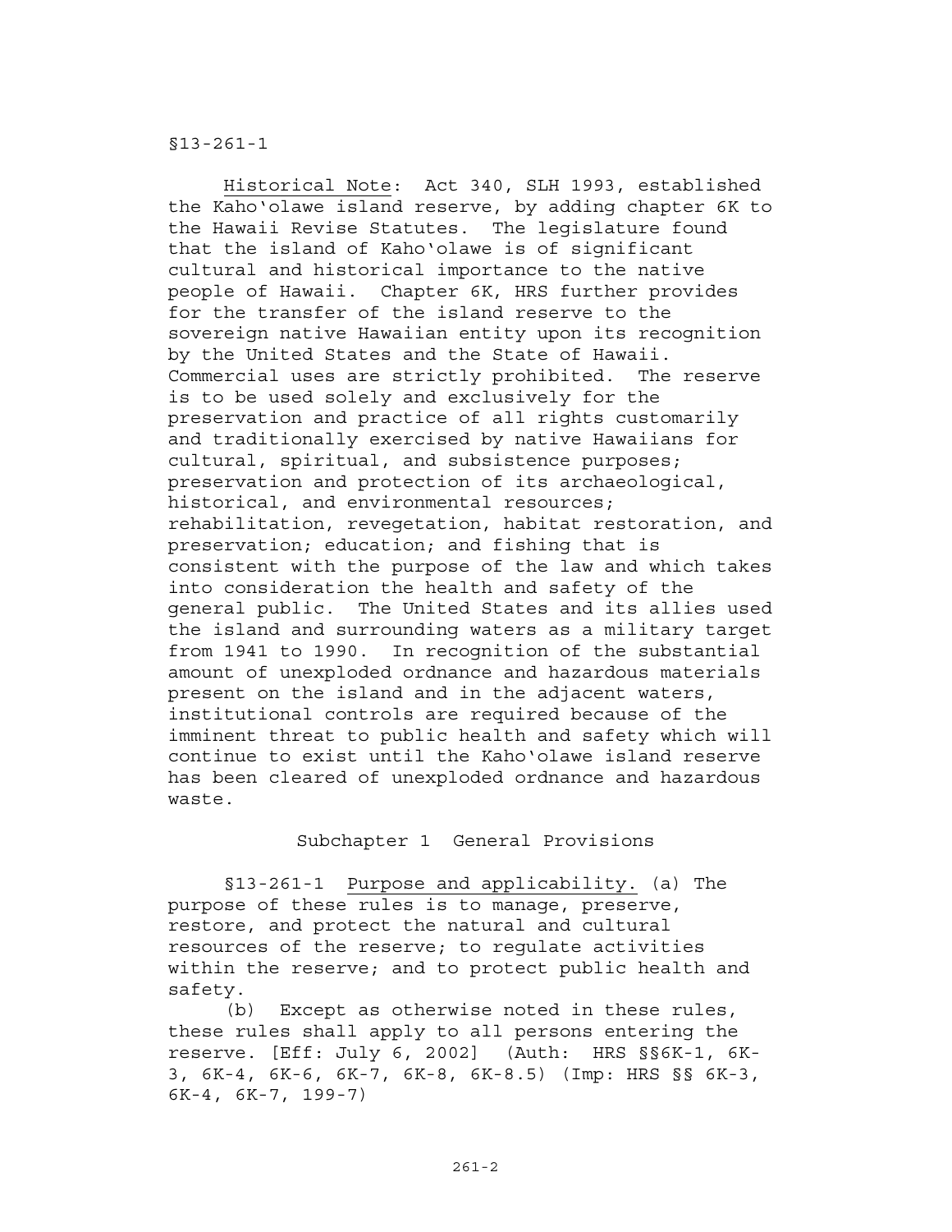Historical Note: Act 340, SLH 1993, established the Kahoʻolawe island reserve, by adding chapter 6K to the Hawaii Revise Statutes. The legislature found that the island of Kahoʻolawe is of significant cultural and historical importance to the native people of Hawaii. Chapter 6K, HRS further provides for the transfer of the island reserve to the sovereign native Hawaiian entity upon its recognition by the United States and the State of Hawaii. Commercial uses are strictly prohibited. The reserve is to be used solely and exclusively for the preservation and practice of all rights customarily and traditionally exercised by native Hawaiians for cultural, spiritual, and subsistence purposes; preservation and protection of its archaeological, historical, and environmental resources; rehabilitation, revegetation, habitat restoration, and preservation; education; and fishing that is consistent with the purpose of the law and which takes into consideration the health and safety of the general public. The United States and its allies used the island and surrounding waters as a military target from 1941 to 1990. In recognition of the substantial amount of unexploded ordnance and hazardous materials present on the island and in the adjacent waters, institutional controls are required because of the imminent threat to public health and safety which will continue to exist until the Kahoʻolawe island reserve has been cleared of unexploded ordnance and hazardous waste.

## Subchapter 1 General Provisions

§13-261-1 Purpose and applicability. (a) The purpose of these rules is to manage, preserve, restore, and protect the natural and cultural resources of the reserve; to regulate activities within the reserve; and to protect public health and safety.

(b) Except as otherwise noted in these rules, these rules shall apply to all persons entering the reserve. [Eff: July 6, 2002] (Auth: HRS §§6K-1, 6K-3, 6K-4, 6K-6, 6K-7, 6K-8, 6K-8.5) (Imp: HRS §§ 6K-3, 6K-4, 6K-7, 199-7)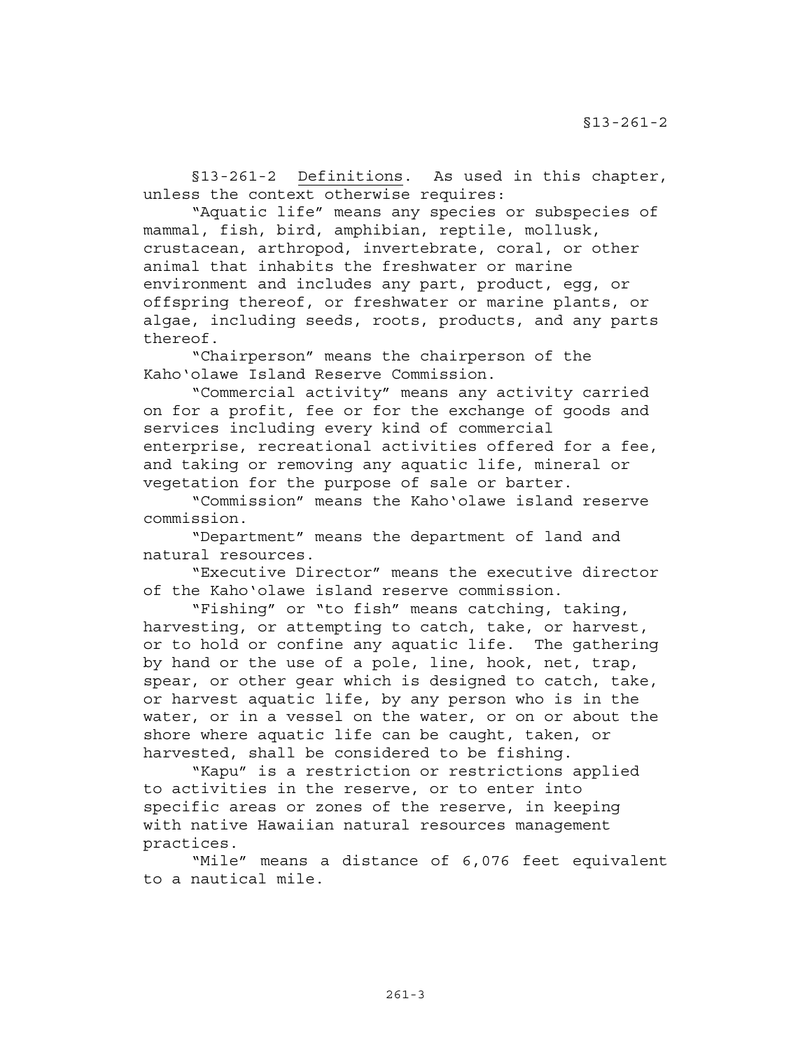§13-261-2 Definitions. As used in this chapter, unless the context otherwise requires:

"Aquatic life" means any species or subspecies of mammal, fish, bird, amphibian, reptile, mollusk, crustacean, arthropod, invertebrate, coral, or other animal that inhabits the freshwater or marine environment and includes any part, product, egg, or offspring thereof, or freshwater or marine plants, or algae, including seeds, roots, products, and any parts thereof.

"Chairperson" means the chairperson of the Kahoʻolawe Island Reserve Commission.

"Commercial activity" means any activity carried on for a profit, fee or for the exchange of goods and services including every kind of commercial enterprise, recreational activities offered for a fee, and taking or removing any aquatic life, mineral or vegetation for the purpose of sale or barter.

"Commission" means the Kahoʻolawe island reserve commission.

"Department" means the department of land and natural resources.

"Executive Director" means the executive director of the Kahoʻolawe island reserve commission.

"Fishing" or "to fish" means catching, taking, harvesting, or attempting to catch, take, or harvest, or to hold or confine any aquatic life. The gathering by hand or the use of a pole, line, hook, net, trap, spear, or other gear which is designed to catch, take, or harvest aquatic life, by any person who is in the water, or in a vessel on the water, or on or about the shore where aquatic life can be caught, taken, or harvested, shall be considered to be fishing.

"Kapu" is a restriction or restrictions applied to activities in the reserve, or to enter into specific areas or zones of the reserve, in keeping with native Hawaiian natural resources management practices.

"Mile" means a distance of 6,076 feet equivalent to a nautical mile.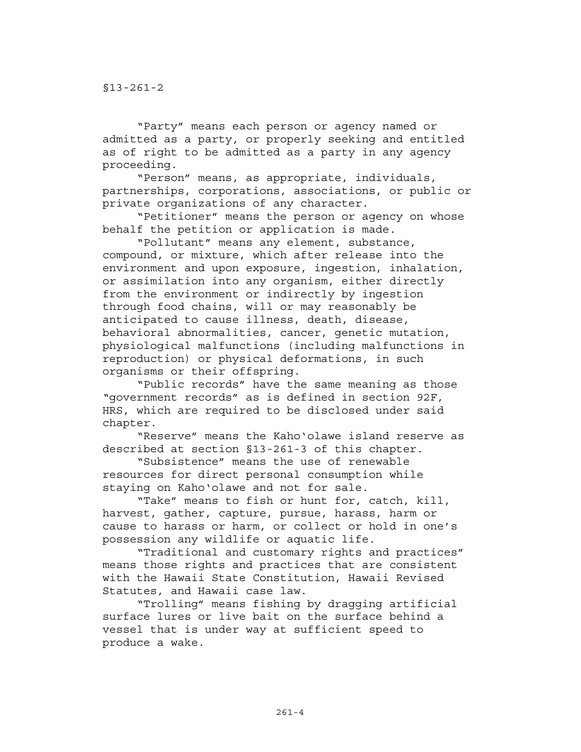"Party" means each person or agency named or admitted as a party, or properly seeking and entitled as of right to be admitted as a party in any agency proceeding.

"Person" means, as appropriate, individuals, partnerships, corporations, associations, or public or private organizations of any character.

"Petitioner" means the person or agency on whose behalf the petition or application is made.

"Pollutant" means any element, substance, compound, or mixture, which after release into the environment and upon exposure, ingestion, inhalation, or assimilation into any organism, either directly from the environment or indirectly by ingestion through food chains, will or may reasonably be anticipated to cause illness, death, disease, behavioral abnormalities, cancer, genetic mutation, physiological malfunctions (including malfunctions in reproduction) or physical deformations, in such organisms or their offspring.

"Public records" have the same meaning as those "government records" as is defined in section 92F, HRS, which are required to be disclosed under said chapter.

"Reserve" means the Kaho'olawe island reserve as described at section §13-261-3 of this chapter.

"Subsistence" means the use of renewable resources for direct personal consumption while staying on Kaho'olawe and not for sale.

"Take" means to fish or hunt for, catch, kill, harvest, gather, capture, pursue, harass, harm or cause to harass or harm, or collect or hold in one's possession any wildlife or aquatic life.

"Traditional and customary rights and practices" means those rights and practices that are consistent with the Hawaii State Constitution, Hawaii Revised Statutes, and Hawaii case law.

"Trolling" means fishing by dragging artificial surface lures or live bait on the surface behind a vessel that is under way at sufficient speed to produce a wake.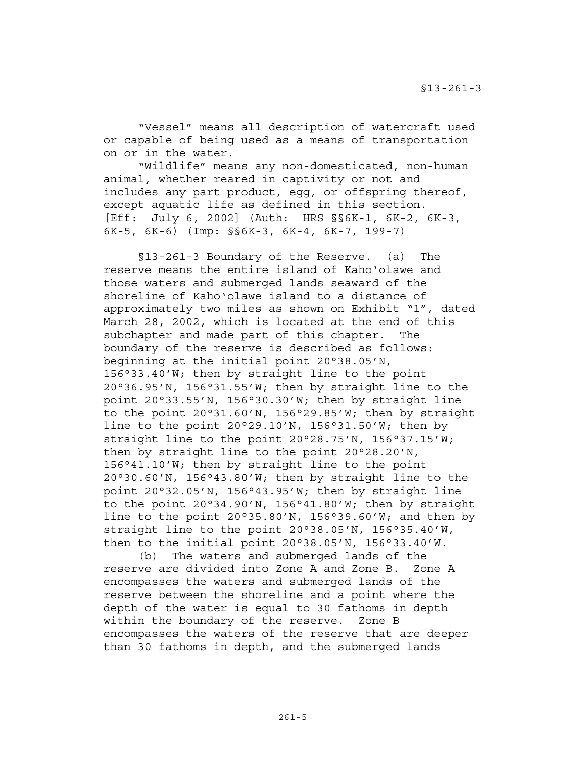"Vessel" means all description of watercraft used or capable of being used as a means of transportation on or in the water.

"Wildlife" means any non-domesticated, non-human animal, whether reared in captivity or not and includes any part product, egg, or offspring thereof, except aquatic life as defined in this section. [Eff: July 6, 2002] (Auth: HRS §§6K-1, 6K-2, 6K-3, 6K-5, 6K-6) (Imp: §§6K-3, 6K-4, 6K-7, 199-7)

§13-261-3 Boundary of the Reserve. (a) The reserve means the entire island of Kahoʻolawe and those waters and submerged lands seaward of the shoreline of Kahoʻolawe island to a distance of approximately two miles as shown on Exhibit "1", dated March 28, 2002, which is located at the end of this subchapter and made part of this chapter. The boundary of the reserve is described as follows: beginning at the initial point 20°38.05'N, 156°33.40'W; then by straight line to the point 20°36.95'N, 156°31.55'W; then by straight line to the point 20°33.55'N, 156°30.30'W; then by straight line to the point 20°31.60'N, 156°29.85'W; then by straight line to the point 20°29.10'N, 156°31.50'W; then by straight line to the point 20°28.75'N, 156°37.15'W; then by straight line to the point 20°28.20'N, 156°41.10'W; then by straight line to the point 20°30.60'N, 156°43.80'W; then by straight line to the point 20°32.05'N, 156°43.95'W; then by straight line to the point 20°34.90'N, 156°41.80'W; then by straight line to the point 20°35.80'N, 156°39.60'W; and then by straight line to the point 20°38.05'N, 156°35.40'W, then to the initial point 20°38.05'N, 156°33.40'W.

(b) The waters and submerged lands of the reserve are divided into Zone A and Zone B. Zone A encompasses the waters and submerged lands of the reserve between the shoreline and a point where the depth of the water is equal to 30 fathoms in depth within the boundary of the reserve. Zone B encompasses the waters of the reserve that are deeper than 30 fathoms in depth, and the submerged lands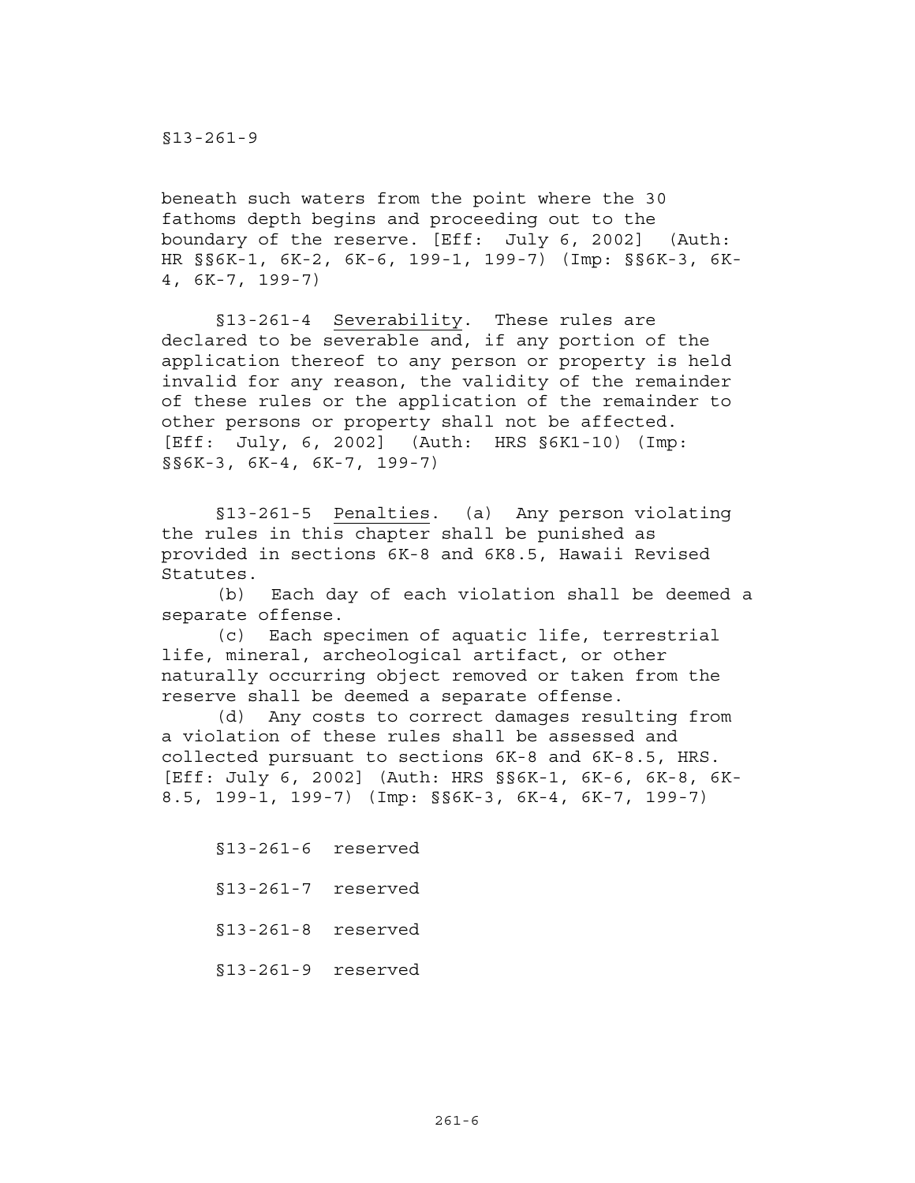beneath such waters from the point where the 30 fathoms depth begins and proceeding out to the boundary of the reserve. [Eff: July 6, 2002] (Auth: HR §§6K-1, 6K-2, 6K-6, 199-1, 199-7) (Imp: §§6K-3, 6K-4, 6K-7, 199-7)

§13-261-4 Severability. These rules are declared to be severable and, if any portion of the application thereof to any person or property is held invalid for any reason, the validity of the remainder of these rules or the application of the remainder to other persons or property shall not be affected. [Eff: July, 6, 2002] (Auth: HRS §6K1-10) (Imp: §§6K-3, 6K-4, 6K-7, 199-7)

§13-261-5 Penalties. (a) Any person violating the rules in this chapter shall be punished as provided in sections 6K-8 and 6K8.5, Hawaii Revised Statutes.

(b) Each day of each violation shall be deemed a separate offense.

(c) Each specimen of aquatic life, terrestrial life, mineral, archeological artifact, or other naturally occurring object removed or taken from the reserve shall be deemed a separate offense.

(d) Any costs to correct damages resulting from a violation of these rules shall be assessed and collected pursuant to sections 6K-8 and 6K-8.5, HRS. [Eff: July 6, 2002] (Auth: HRS §§6K-1, 6K-6, 6K-8, 6K-8.5, 199-1, 199-7) (Imp: §§6K-3, 6K-4, 6K-7, 199-7)

§13-261-6 reserved

§13-261-7 reserved

§13-261-8 reserved

§13-261-9 reserved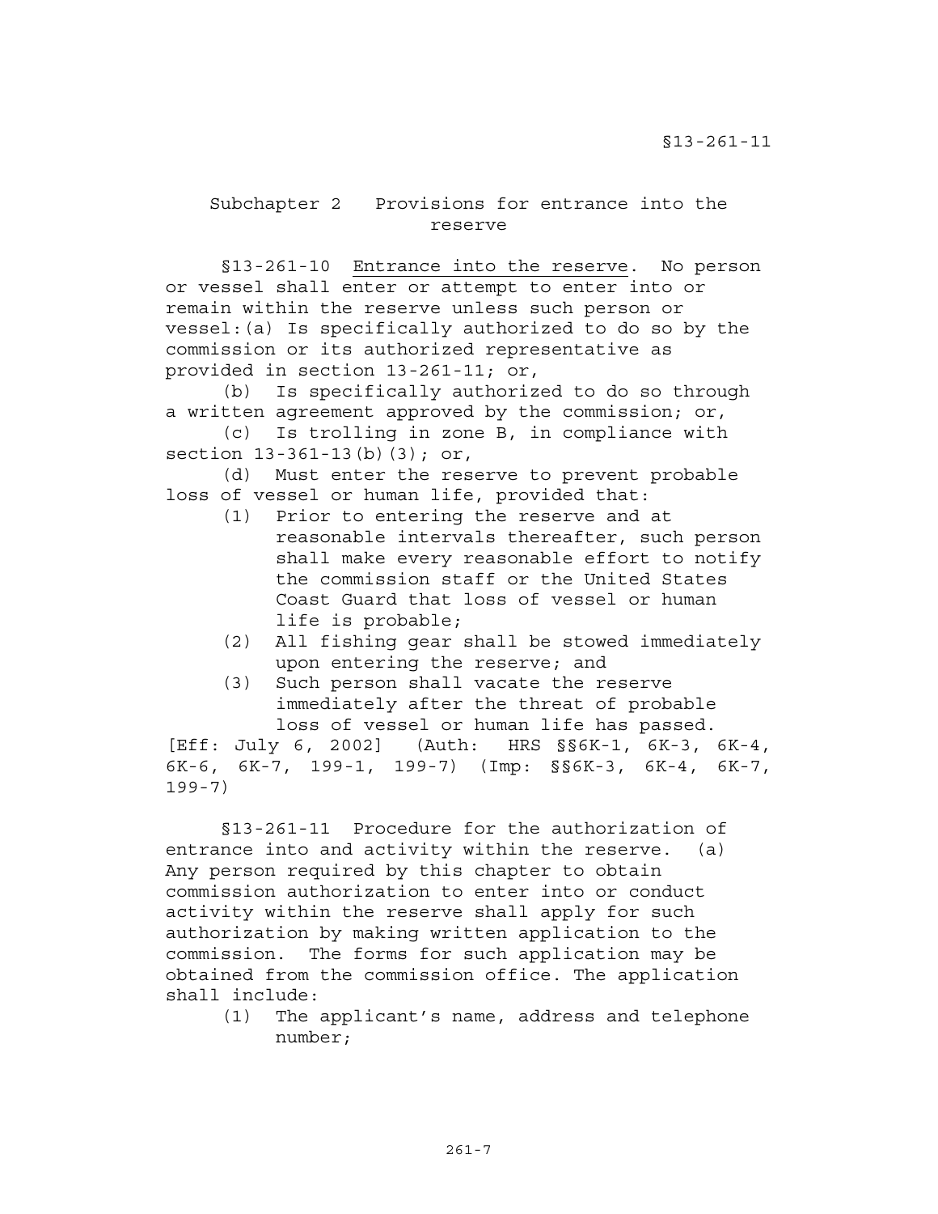## Subchapter 2 Provisions for entrance into the reserve

§13-261-10 Entrance into the reserve. No person or vessel shall enter or attempt to enter into or remain within the reserve unless such person or vessel:(a) Is specifically authorized to do so by the commission or its authorized representative as provided in section 13-261-11; or,

(b) Is specifically authorized to do so through a written agreement approved by the commission; or,

(c) Is trolling in zone B, in compliance with section 13-361-13(b)(3); or,

(d) Must enter the reserve to prevent probable loss of vessel or human life, provided that:

(1) Prior to entering the reserve and at reasonable intervals thereafter, such person shall make every reasonable effort to notify the commission staff or the United States Coast Guard that loss of vessel or human life is probable;
(2) All fishing gear shall be stowed immediately upon entering the reserve; and
(3) Such person shall vacate the reserve immediately after the threat of probable loss of vessel or human life has passed.

[Eff: July 6, 2002] (Auth: HRS §§6K-1, 6K-3, 6K-4, 6K-6, 6K-7, 199-1, 199-7) (Imp: §§6K-3, 6K-4, 6K-7, 199-7)

§13-261-11 Procedure for the authorization of entrance into and activity within the reserve. (a) Any person required by this chapter to obtain commission authorization to enter into or conduct activity within the reserve shall apply for such authorization by making written application to the commission. The forms for such application may be obtained from the commission office. The application shall include:

(1) The applicant's name, address and telephone number;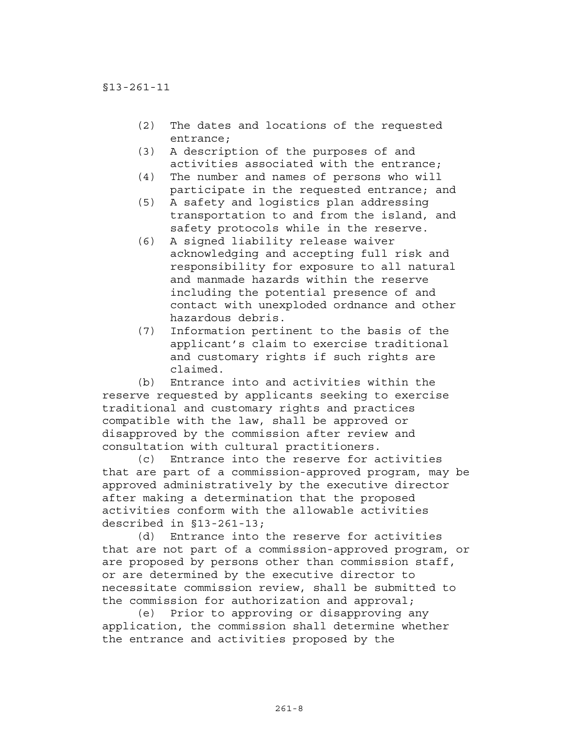(2) The dates and locations of the requested entrance;
(3) A description of the purposes of and activities associated with the entrance;
(4) The number and names of persons who will participate in the requested entrance; and
(5) A safety and logistics plan addressing transportation to and from the island, and safety protocols while in the reserve.
(6) A signed liability release waiver acknowledging and accepting full risk and responsibility for exposure to all natural and manmade hazards within the reserve including the potential presence of and contact with unexploded ordnance and other hazardous debris.
(7) Information pertinent to the basis of the applicant's claim to exercise traditional and customary rights if such rights are claimed.

(b) Entrance into and activities within the reserve requested by applicants seeking to exercise traditional and customary rights and practices compatible with the law, shall be approved or disapproved by the commission after review and consultation with cultural practitioners.

(c) Entrance into the reserve for activities that are part of a commission-approved program, may be approved administratively by the executive director after making a determination that the proposed activities conform with the allowable activities described in §13-261-13;

(d) Entrance into the reserve for activities that are not part of a commission-approved program, or are proposed by persons other than commission staff, or are determined by the executive director to necessitate commission review, shall be submitted to the commission for authorization and approval;

(e) Prior to approving or disapproving any application, the commission shall determine whether the entrance and activities proposed by the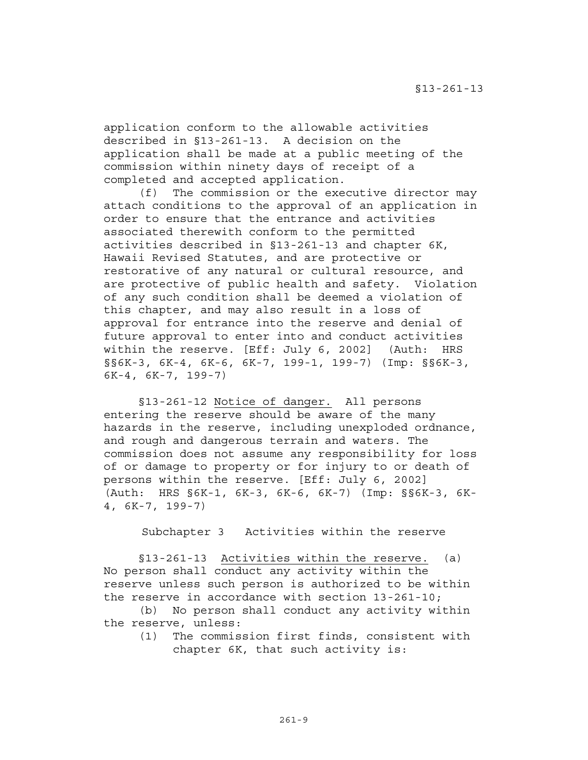application conform to the allowable activities described in §13-261-13. A decision on the application shall be made at a public meeting of the commission within ninety days of receipt of a completed and accepted application.

(f) The commission or the executive director may attach conditions to the approval of an application in order to ensure that the entrance and activities associated therewith conform to the permitted activities described in §13-261-13 and chapter 6K, Hawaii Revised Statutes, and are protective or restorative of any natural or cultural resource, and are protective of public health and safety. Violation of any such condition shall be deemed a violation of this chapter, and may also result in a loss of approval for entrance into the reserve and denial of future approval to enter into and conduct activities within the reserve. [Eff: July 6, 2002] (Auth: HRS §§6K-3, 6K-4, 6K-6, 6K-7, 199-1, 199-7) (Imp: §§6K-3, 6K-4, 6K-7, 199-7)

§13-261-12 Notice of danger. All persons entering the reserve should be aware of the many hazards in the reserve, including unexploded ordnance, and rough and dangerous terrain and waters. The commission does not assume any responsibility for loss of or damage to property or for injury to or death of persons within the reserve. [Eff: July 6, 2002] (Auth: HRS §6K-1, 6K-3, 6K-6, 6K-7) (Imp: §§6K-3, 6K-4, 6K-7, 199-7)

## Subchapter 3 Activities within the reserve

§13-261-13 Activities within the reserve. (a) No person shall conduct any activity within the reserve unless such person is authorized to be within the reserve in accordance with section 13-261-10;

(b) No person shall conduct any activity within the reserve, unless:

(1) The commission first finds, consistent with chapter 6K, that such activity is: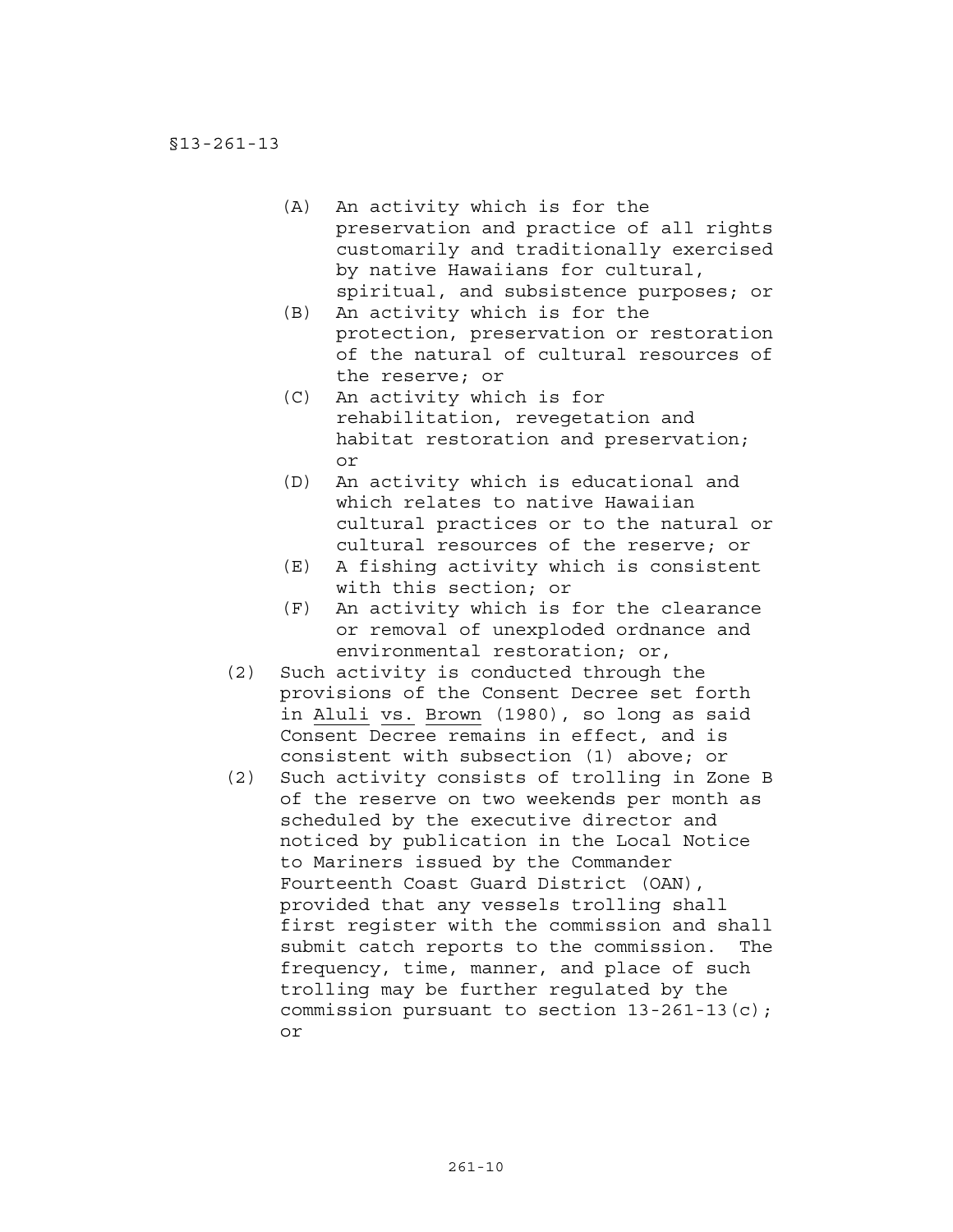§13-261-13

- (A) An activity which is for the preservation and practice of all rights customarily and traditionally exercised by native Hawaiians for cultural, spiritual, and subsistence purposes; or
- (B) An activity which is for the protection, preservation or restoration of the natural of cultural resources of the reserve; or
- (C) An activity which is for rehabilitation, revegetation and habitat restoration and preservation; or
- (D) An activity which is educational and which relates to native Hawaiian cultural practices or to the natural or cultural resources of the reserve; or
- (E) A fishing activity which is consistent with this section; or
- (F) An activity which is for the clearance or removal of unexploded ordnance and environmental restoration; or,

(2) Such activity is conducted through the provisions of the Consent Decree set forth in <u>Aluli</u> <u>vs.</u> <u>Brown</u> (1980), so long as said Consent Decree remains in effect, and is consistent with subsection (1) above; or

(2) Such activity consists of trolling in Zone B of the reserve on two weekends per month as scheduled by the executive director and noticed by publication in the Local Notice to Mariners issued by the Commander Fourteenth Coast Guard District (OAN), provided that any vessels trolling shall first register with the commission and shall submit catch reports to the commission. The frequency, time, manner, and place of such trolling may be further regulated by the commission pursuant to section 13-261-13(c); or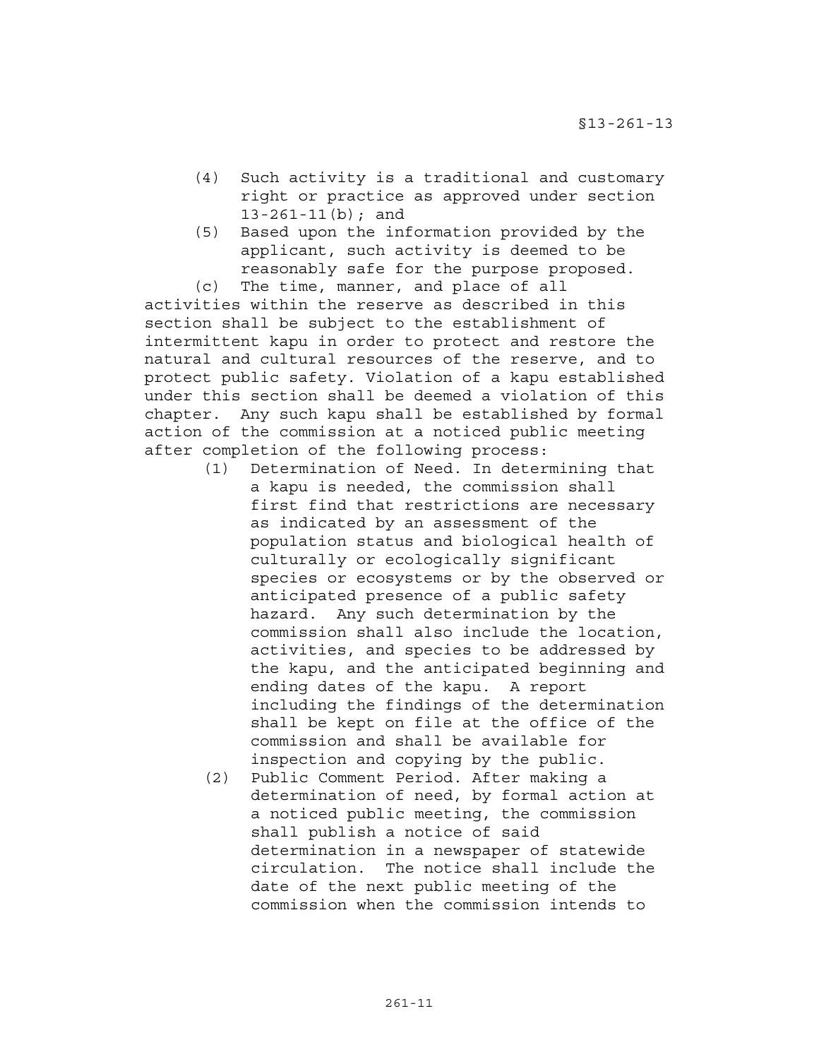(4) Such activity is a traditional and customary right or practice as approved under section 13-261-11(b); and

(5) Based upon the information provided by the applicant, such activity is deemed to be reasonably safe for the purpose proposed.

(c) The time, manner, and place of all activities within the reserve as described in this section shall be subject to the establishment of intermittent kapu in order to protect and restore the natural and cultural resources of the reserve, and to protect public safety. Violation of a kapu established under this section shall be deemed a violation of this chapter. Any such kapu shall be established by formal action of the commission at a noticed public meeting after completion of the following process:

(1) Determination of Need. In determining that a kapu is needed, the commission shall first find that restrictions are necessary as indicated by an assessment of the population status and biological health of culturally or ecologically significant species or ecosystems or by the observed or anticipated presence of a public safety hazard. Any such determination by the commission shall also include the location, activities, and species to be addressed by the kapu, and the anticipated beginning and ending dates of the kapu. A report including the findings of the determination shall be kept on file at the office of the commission and shall be available for inspection and copying by the public.

(2) Public Comment Period. After making a determination of need, by formal action at a noticed public meeting, the commission shall publish a notice of said determination in a newspaper of statewide circulation. The notice shall include the date of the next public meeting of the commission when the commission intends to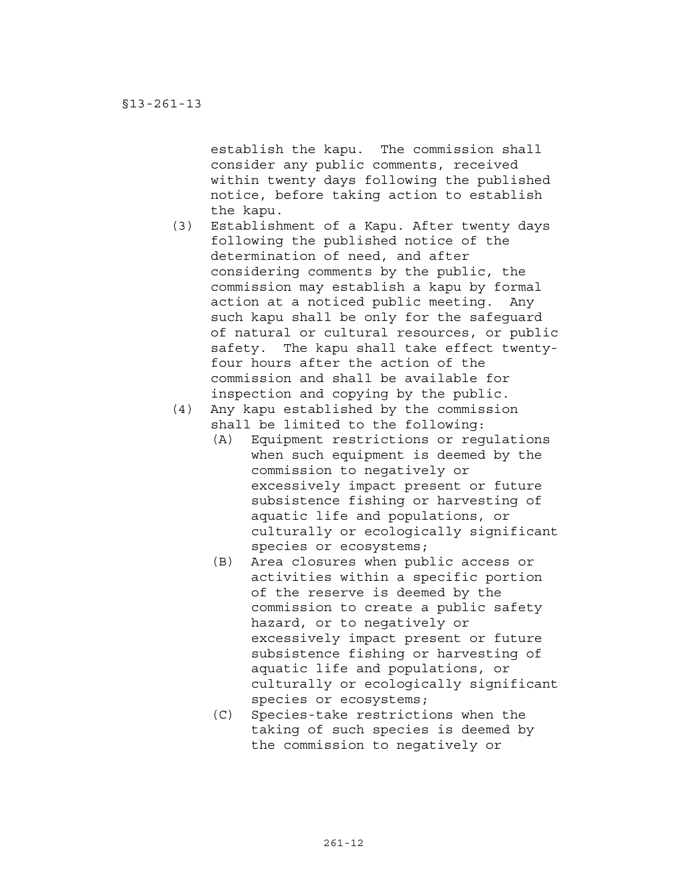establish the kapu. The commission shall consider any public comments, received within twenty days following the published notice, before taking action to establish the kapu.

(3) Establishment of a Kapu. After twenty days following the published notice of the determination of need, and after considering comments by the public, the commission may establish a kapu by formal action at a noticed public meeting. Any such kapu shall be only for the safeguard of natural or cultural resources, or public safety. The kapu shall take effect twenty-four hours after the action of the commission and shall be available for inspection and copying by the public.

(4) Any kapu established by the commission shall be limited to the following:

   (A) Equipment restrictions or regulations when such equipment is deemed by the commission to negatively or excessively impact present or future subsistence fishing or harvesting of aquatic life and populations, or culturally or ecologically significant species or ecosystems;

   (B) Area closures when public access or activities within a specific portion of the reserve is deemed by the commission to create a public safety hazard, or to negatively or excessively impact present or future subsistence fishing or harvesting of aquatic life and populations, or culturally or ecologically significant species or ecosystems;

   (C) Species-take restrictions when the taking of such species is deemed by the commission to negatively or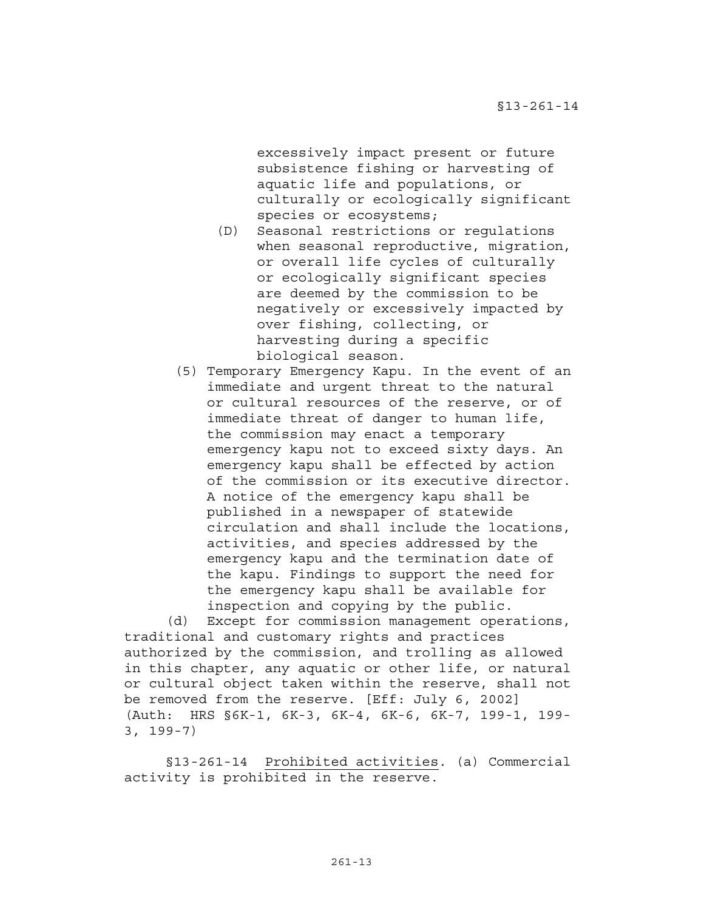excessively impact present or future subsistence fishing or harvesting of aquatic life and populations, or culturally or ecologically significant species or ecosystems;

(D) Seasonal restrictions or regulations when seasonal reproductive, migration, or overall life cycles of culturally or ecologically significant species are deemed by the commission to be negatively or excessively impacted by over fishing, collecting, or harvesting during a specific biological season.

(5) Temporary Emergency Kapu. In the event of an immediate and urgent threat to the natural or cultural resources of the reserve, or of immediate threat of danger to human life, the commission may enact a temporary emergency kapu not to exceed sixty days. An emergency kapu shall be effected by action of the commission or its executive director. A notice of the emergency kapu shall be published in a newspaper of statewide circulation and shall include the locations, activities, and species addressed by the emergency kapu and the termination date of the kapu. Findings to support the need for the emergency kapu shall be available for inspection and copying by the public.

(d) Except for commission management operations, traditional and customary rights and practices authorized by the commission, and trolling as allowed in this chapter, any aquatic or other life, or natural or cultural object taken within the reserve, shall not be removed from the reserve. [Eff: July 6, 2002] (Auth: HRS §6K-1, 6K-3, 6K-4, 6K-6, 6K-7, 199-1, 199-3, 199-7)

§13-261-14 Prohibited activities. (a) Commercial activity is prohibited in the reserve.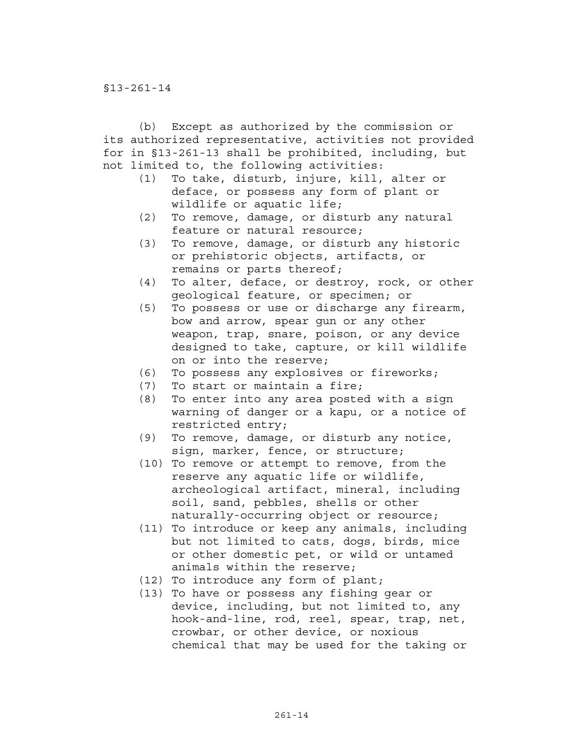§13-261-14

(b) Except as authorized by the commission or its authorized representative, activities not provided for in §13-261-13 shall be prohibited, including, but not limited to, the following activities:

(1) To take, disturb, injure, kill, alter or deface, or possess any form of plant or wildlife or aquatic life;
(2) To remove, damage, or disturb any natural feature or natural resource;
(3) To remove, damage, or disturb any historic or prehistoric objects, artifacts, or remains or parts thereof;
(4) To alter, deface, or destroy, rock, or other geological feature, or specimen; or
(5) To possess or use or discharge any firearm, bow and arrow, spear gun or any other weapon, trap, snare, poison, or any device designed to take, capture, or kill wildlife on or into the reserve;
(6) To possess any explosives or fireworks;
(7) To start or maintain a fire;
(8) To enter into any area posted with a sign warning of danger or a kapu, or a notice of restricted entry;
(9) To remove, damage, or disturb any notice, sign, marker, fence, or structure;
(10) To remove or attempt to remove, from the reserve any aquatic life or wildlife, archeological artifact, mineral, including soil, sand, pebbles, shells or other naturally-occurring object or resource;
(11) To introduce or keep any animals, including but not limited to cats, dogs, birds, mice or other domestic pet, or wild or untamed animals within the reserve;
(12) To introduce any form of plant;
(13) To have or possess any fishing gear or device, including, but not limited to, any hook-and-line, rod, reel, spear, trap, net, crowbar, or other device, or noxious chemical that may be used for the taking or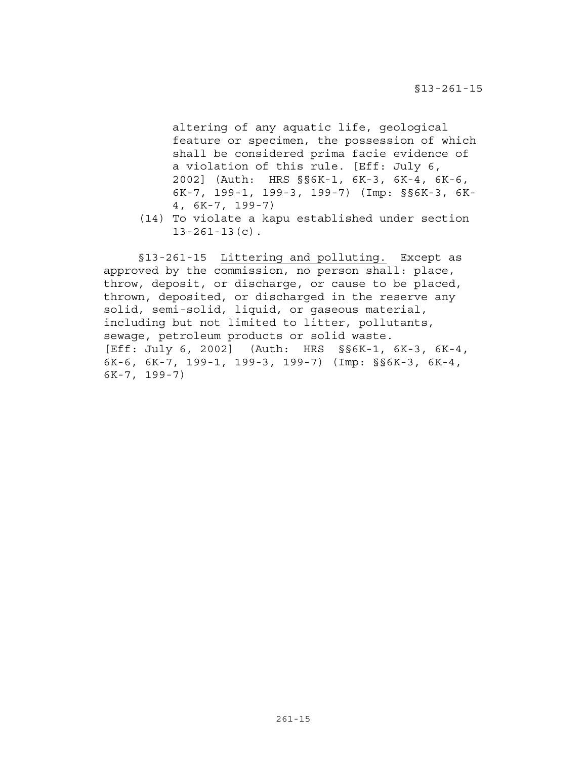altering of any aquatic life, geological feature or specimen, the possession of which shall be considered prima facie evidence of a violation of this rule. [Eff: July 6, 2002] (Auth: HRS §§6K-1, 6K-3, 6K-4, 6K-6, 6K-7, 199-1, 199-3, 199-7) (Imp: §§6K-3, 6K-4, 6K-7, 199-7)

(14) To violate a kapu established under section 13-261-13(c).

§13-261-15 Littering and polluting. Except as approved by the commission, no person shall: place, throw, deposit, or discharge, or cause to be placed, thrown, deposited, or discharged in the reserve any solid, semi-solid, liquid, or gaseous material, including but not limited to litter, pollutants, sewage, petroleum products or solid waste. [Eff: July 6, 2002] (Auth: HRS §§6K-1, 6K-3, 6K-4, 6K-6, 6K-7, 199-1, 199-3, 199-7) (Imp: §§6K-3, 6K-4, 6K-7, 199-7)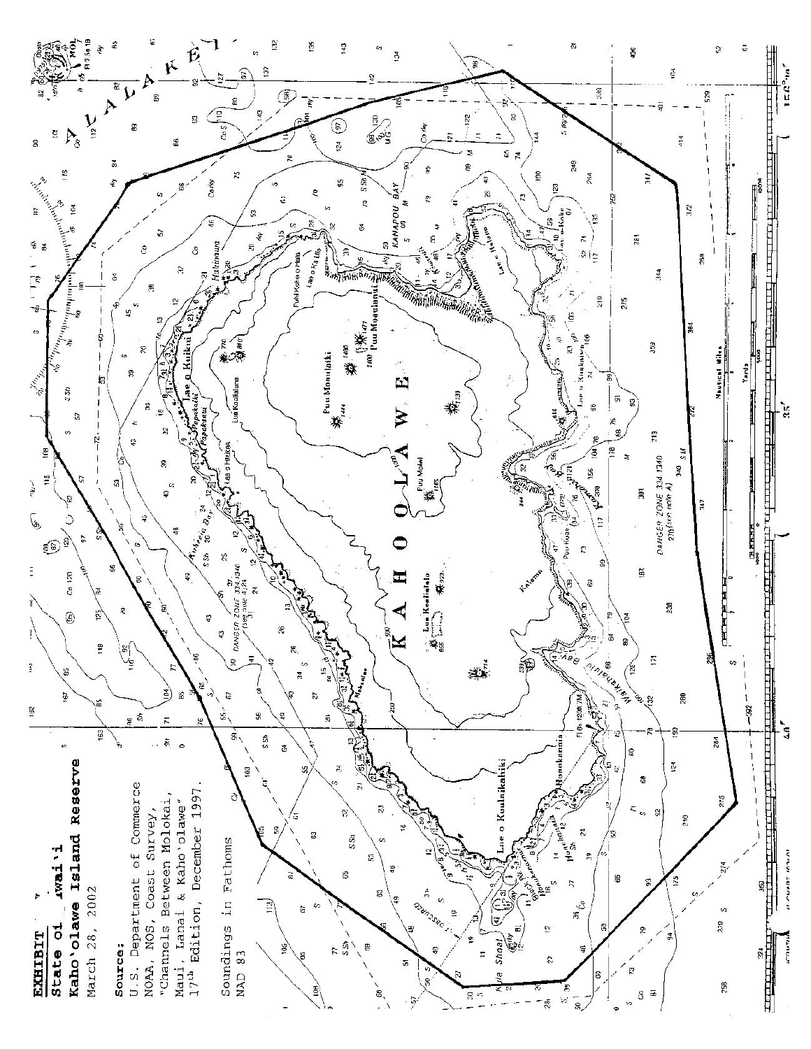**EXHIBIT**

**State of Hawai'i**

**Kaho'olawe Island Reserve**

March 28, 2002

**Source:**

U.S. Department of Commerce
NOAA, NOS, Coast Survey,
"Channels Between Molokai,
Maui, Lanai & Kaho'olawe"
17th Edition, December 1997.

Soundings in Fathoms
NAD 83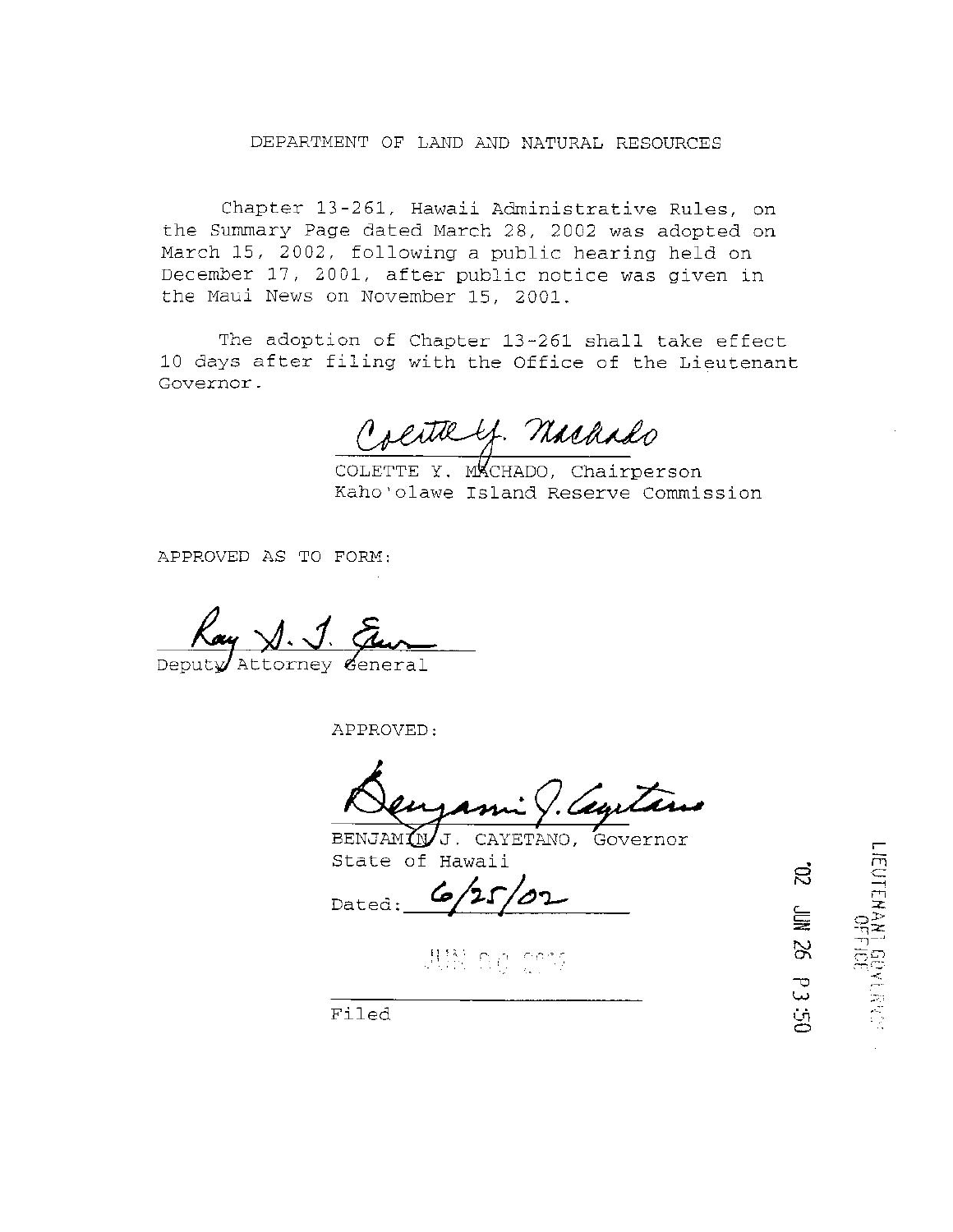DEPARTMENT OF LAND AND NATURAL RESOURCES

Chapter 13-261, Hawaii Administrative Rules, on the Summary Page dated March 28, 2002 was adopted on March 15, 2002, following a public hearing held on December 17, 2001, after public notice was given in the Maui News on November 15, 2001.

The adoption of Chapter 13-261 shall take effect 10 days after filing with the Office of the Lieutenant Governor.

Colette Y. Machado

COLETTE Y. MACHADO, Chairperson
Kaho'olawe Island Reserve Commission

APPROVED AS TO FORM:

Ray S. J. Eu

Deputy Attorney General

APPROVED:

Benjamin J. Cayetano

BENJAMIN J. CAYETANO, Governor
State of Hawaii

Dated: 6/25/02

JUN 0 0 2002

Filed

'02 JUN 26 P3:50

LIEUTENANT GOVERNOR'S OFFICE